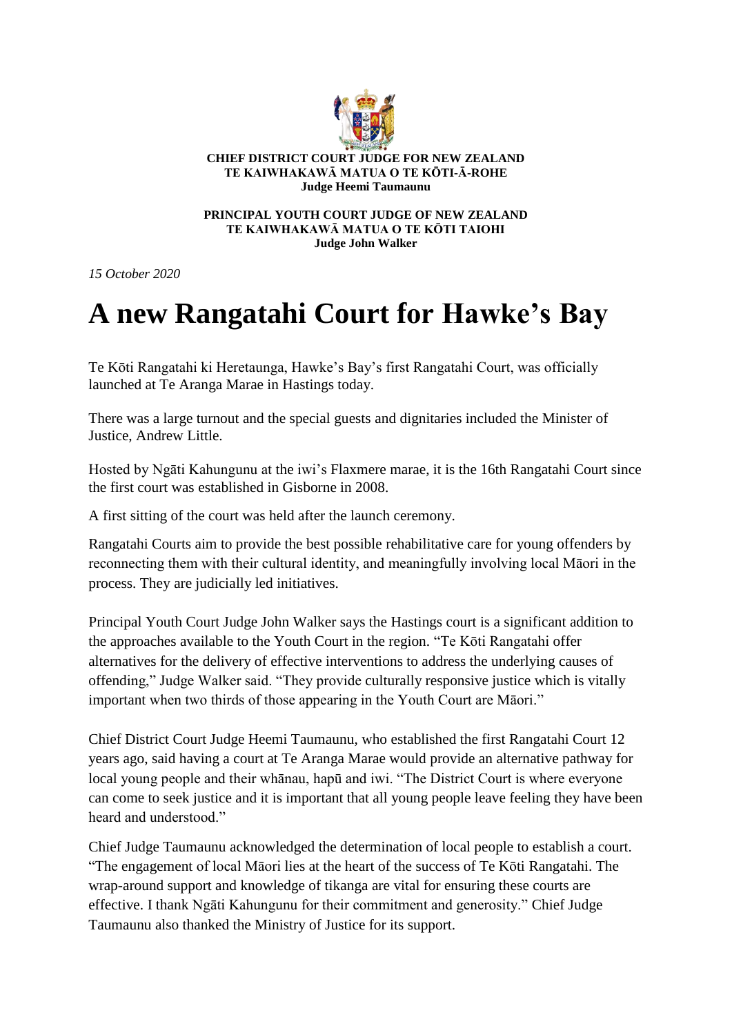**CHIEF DISTRICT COURT JUDGE FOR NEW ZEALAND**
**TE KAIWHAKAWĀ MATUA O TE KŌTI-Ā-ROHE**
**Judge Heemi Taumaunu**

**PRINCIPAL YOUTH COURT JUDGE OF NEW ZEALAND**
**TE KAIWHAKAWĀ MATUA O TE KŌTI TAIOHI**
**Judge John Walker**

*15 October 2020*

# A new Rangatahi Court for Hawke's Bay

Te Kōti Rangatahi ki Heretaunga, Hawke's Bay's first Rangatahi Court, was officially launched at Te Aranga Marae in Hastings today.

There was a large turnout and the special guests and dignitaries included the Minister of Justice, Andrew Little.

Hosted by Ngāti Kahungunu at the iwi's Flaxmere marae, it is the 16th Rangatahi Court since the first court was established in Gisborne in 2008.

A first sitting of the court was held after the launch ceremony.

Rangatahi Courts aim to provide the best possible rehabilitative care for young offenders by reconnecting them with their cultural identity, and meaningfully involving local Māori in the process. They are judicially led initiatives.

Principal Youth Court Judge John Walker says the Hastings court is a significant addition to the approaches available to the Youth Court in the region. "Te Kōti Rangatahi offer alternatives for the delivery of effective interventions to address the underlying causes of offending," Judge Walker said. "They provide culturally responsive justice which is vitally important when two thirds of those appearing in the Youth Court are Māori."

Chief District Court Judge Heemi Taumaunu, who established the first Rangatahi Court 12 years ago, said having a court at Te Aranga Marae would provide an alternative pathway for local young people and their whānau, hapū and iwi. "The District Court is where everyone can come to seek justice and it is important that all young people leave feeling they have been heard and understood."

Chief Judge Taumaunu acknowledged the determination of local people to establish a court. "The engagement of local Māori lies at the heart of the success of Te Kōti Rangatahi. The wrap-around support and knowledge of tikanga are vital for ensuring these courts are effective. I thank Ngāti Kahungunu for their commitment and generosity." Chief Judge Taumaunu also thanked the Ministry of Justice for its support.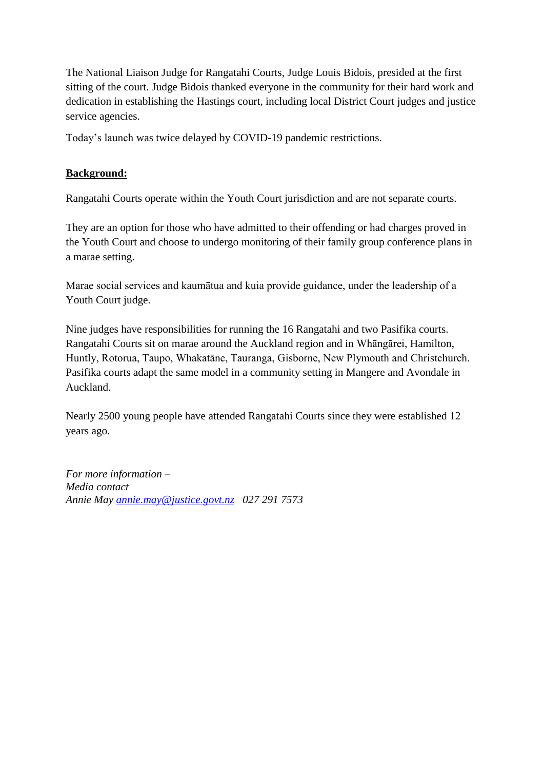The National Liaison Judge for Rangatahi Courts, Judge Louis Bidois, presided at the first sitting of the court. Judge Bidois thanked everyone in the community for their hard work and dedication in establishing the Hastings court, including local District Court judges and justice service agencies.

Today's launch was twice delayed by COVID-19 pandemic restrictions.

**Background:**

Rangatahi Courts operate within the Youth Court jurisdiction and are not separate courts.

They are an option for those who have admitted to their offending or had charges proved in the Youth Court and choose to undergo monitoring of their family group conference plans in a marae setting.

Marae social services and kaumātua and kuia provide guidance, under the leadership of a Youth Court judge.

Nine judges have responsibilities for running the 16 Rangatahi and two Pasifika courts. Rangatahi Courts sit on marae around the Auckland region and in Whāngārei, Hamilton, Huntly, Rotorua, Taupo, Whakatāne, Tauranga, Gisborne, New Plymouth and Christchurch. Pasifika courts adapt the same model in a community setting in Mangere and Avondale in Auckland.

Nearly 2500 young people have attended Rangatahi Courts since they were established 12 years ago.

*For more information –*
*Media contact*
*Annie May [annie.may@justice.govt.nz](mailto:annie.may@justice.govt.nz) 027 291 7573*